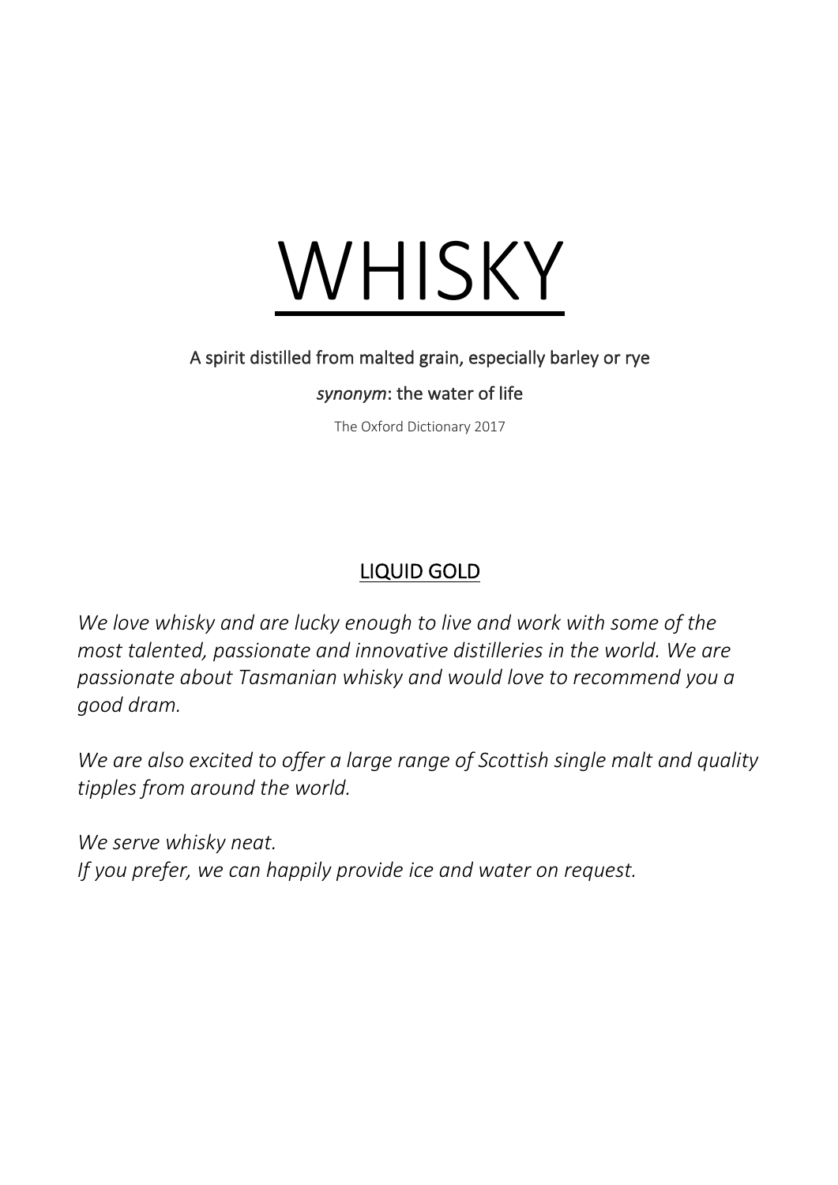# WHISKY

A spirit distilled from malted grain, especially barley or rye

*synonym*: the water of life

The Oxford Dictionary 2017

## LIQUID GOLD

*We love whisky and are lucky enough to live and work with some of the most talented, passionate and innovative distilleries in the world. We are passionate about Tasmanian whisky and would love to recommend you a good dram.*

*We are also excited to offer a large range of Scottish single malt and quality tipples from around the world.*

*We serve whisky neat.*
*If you prefer, we can happily provide ice and water on request.*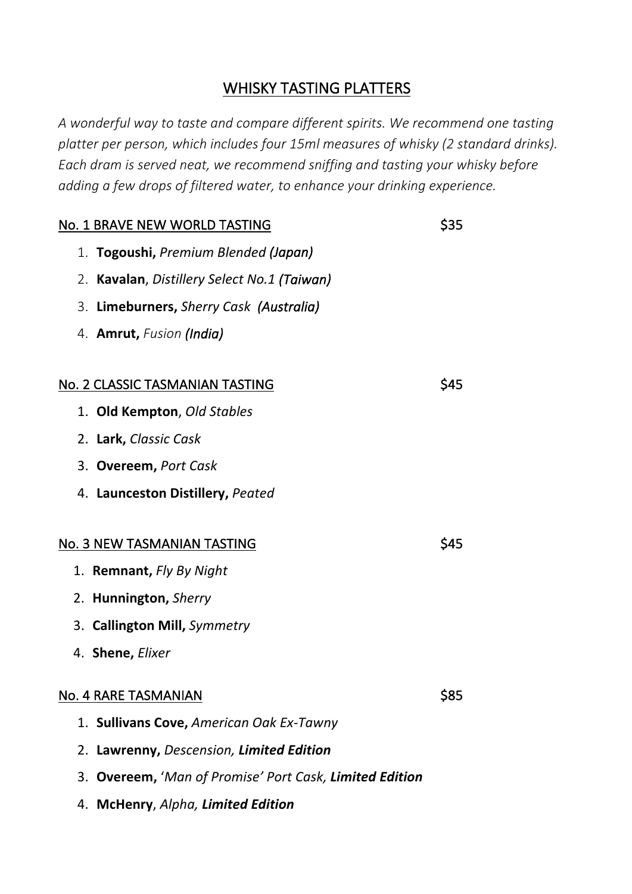## WHISKY TASTING PLATTERS

*A wonderful way to taste and compare different spirits. We recommend one tasting platter per person, which includes four 15ml measures of whisky (2 standard drinks). Each dram is served neat, we recommend sniffing and tasting your whisky before adding a few drops of filtered water, to enhance your drinking experience.*

### No. 1 BRAVE NEW WORLD TASTING — $35

1. **Togoushi,** *Premium Blended (Japan)*
2. **Kavalan**, *Distillery Select No.1 (Taiwan)*
3. **Limeburners,** *Sherry Cask (Australia)*
4. **Amrut,** *Fusion (India)*

### No. 2 CLASSIC TASMANIAN TASTING — $45

1. **Old Kempton**, *Old Stables*
2. **Lark,** *Classic Cask*
3. **Overeem,** *Port Cask*
4. **Launceston Distillery,** *Peated*

### No. 3 NEW TASMANIAN TASTING — $45

1. **Remnant,** *Fly By Night*
2. **Hunnington,** *Sherry*
3. **Callington Mill,** *Symmetry*
4. **Shene,** *Elixer*

### No. 4 RARE TASMANIAN — $85

1. **Sullivans Cove,** *American Oak Ex-Tawny*
2. **Lawrenny,** *Descension, **Limited Edition***
3. **Overeem,** '*Man of Promise' Port Cask, **Limited Edition***
4. **McHenry**, *Alpha, **Limited Edition***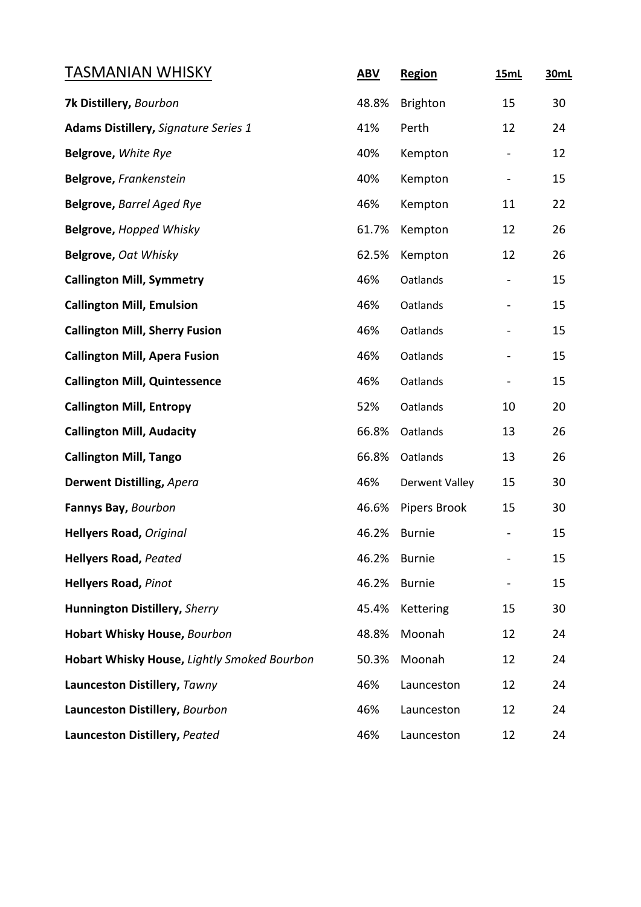| TASMANIAN WHISKY | ABV | Region | 15mL | 30mL |
|---|---|---|---|---|
| **7k Distillery,** *Bourbon* | 48.8% | Brighton | 15 | 30 |
| **Adams Distillery,** *Signature Series 1* | 41% | Perth | 12 | 24 |
| **Belgrove,** *White Rye* | 40% | Kempton | - | 12 |
| **Belgrove,** *Frankenstein* | 40% | Kempton | - | 15 |
| **Belgrove,** *Barrel Aged Rye* | 46% | Kempton | 11 | 22 |
| **Belgrove,** *Hopped Whisky* | 61.7% | Kempton | 12 | 26 |
| **Belgrove,** *Oat Whisky* | 62.5% | Kempton | 12 | 26 |
| **Callington Mill, Symmetry** | 46% | Oatlands | - | 15 |
| **Callington Mill, Emulsion** | 46% | Oatlands | - | 15 |
| **Callington Mill, Sherry Fusion** | 46% | Oatlands | - | 15 |
| **Callington Mill, Apera Fusion** | 46% | Oatlands | - | 15 |
| **Callington Mill, Quintessence** | 46% | Oatlands | - | 15 |
| **Callington Mill, Entropy** | 52% | Oatlands | 10 | 20 |
| **Callington Mill, Audacity** | 66.8% | Oatlands | 13 | 26 |
| **Callington Mill, Tango** | 66.8% | Oatlands | 13 | 26 |
| **Derwent Distilling,** *Apera* | 46% | Derwent Valley | 15 | 30 |
| **Fannys Bay,** *Bourbon* | 46.6% | Pipers Brook | 15 | 30 |
| **Hellyers Road,** *Original* | 46.2% | Burnie | - | 15 |
| **Hellyers Road,** *Peated* | 46.2% | Burnie | - | 15 |
| **Hellyers Road,** *Pinot* | 46.2% | Burnie | - | 15 |
| **Hunnington Distillery,** *Sherry* | 45.4% | Kettering | 15 | 30 |
| **Hobart Whisky House,** *Bourbon* | 48.8% | Moonah | 12 | 24 |
| **Hobart Whisky House,** *Lightly Smoked Bourbon* | 50.3% | Moonah | 12 | 24 |
| **Launceston Distillery,** *Tawny* | 46% | Launceston | 12 | 24 |
| **Launceston Distillery,** *Bourbon* | 46% | Launceston | 12 | 24 |
| **Launceston Distillery,** *Peated* | 46% | Launceston | 12 | 24 |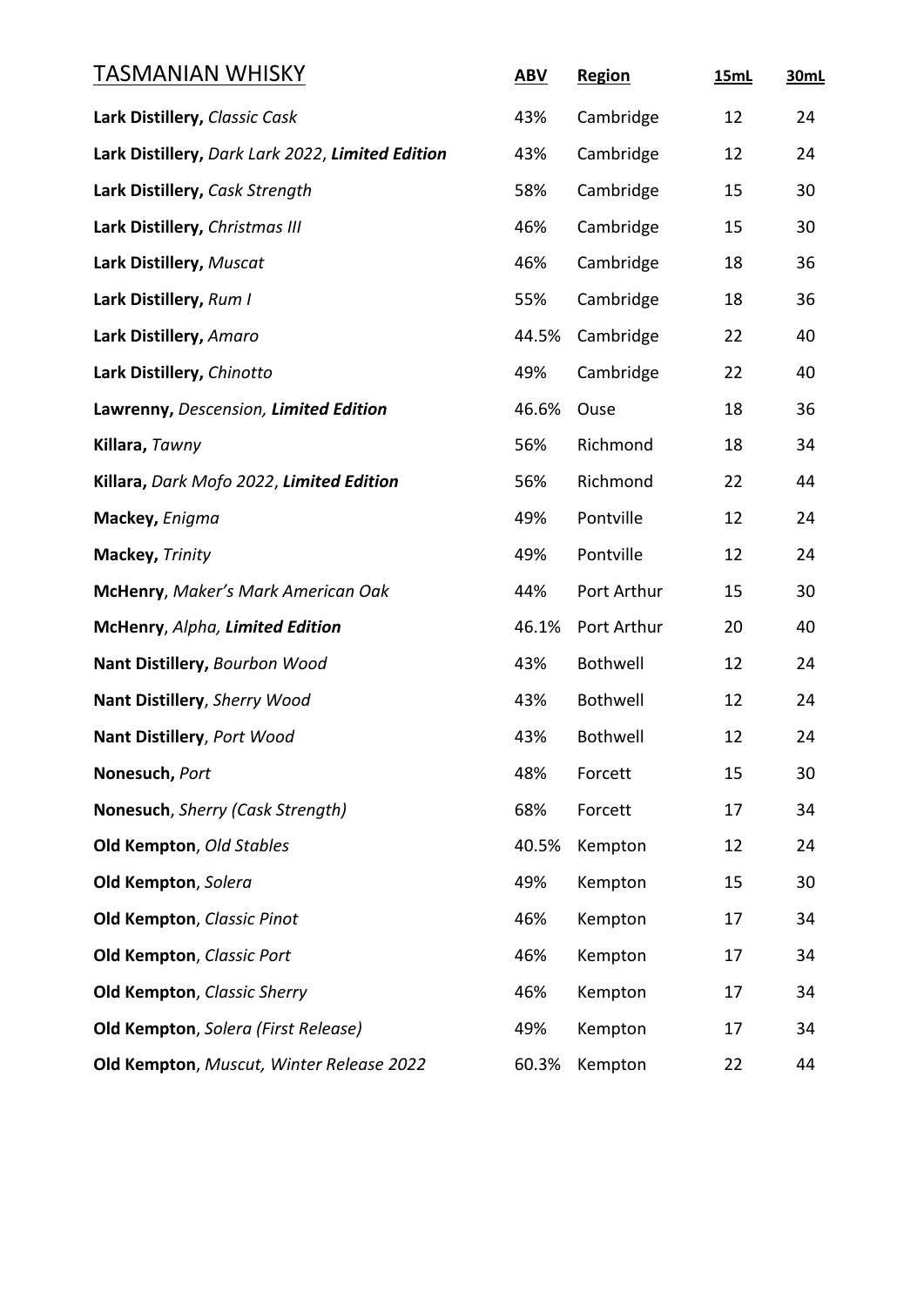| TASMANIAN WHISKY | ABV | Region | 15mL | 30mL |
|---|---|---|---|---|
| **Lark Distillery,** *Classic Cask* | 43% | Cambridge | 12 | 24 |
| **Lark Distillery,** *Dark Lark 2022*, ***Limited Edition*** | 43% | Cambridge | 12 | 24 |
| **Lark Distillery,** *Cask Strength* | 58% | Cambridge | 15 | 30 |
| **Lark Distillery,** *Christmas III* | 46% | Cambridge | 15 | 30 |
| **Lark Distillery,** *Muscat* | 46% | Cambridge | 18 | 36 |
| **Lark Distillery,** *Rum I* | 55% | Cambridge | 18 | 36 |
| **Lark Distillery,** *Amaro* | 44.5% | Cambridge | 22 | 40 |
| **Lark Distillery,** *Chinotto* | 49% | Cambridge | 22 | 40 |
| **Lawrenny,** *Descension,* ***Limited Edition*** | 46.6% | Ouse | 18 | 36 |
| **Killara,** *Tawny* | 56% | Richmond | 18 | 34 |
| **Killara,** *Dark Mofo 2022*, ***Limited Edition*** | 56% | Richmond | 22 | 44 |
| **Mackey,** *Enigma* | 49% | Pontville | 12 | 24 |
| **Mackey,** *Trinity* | 49% | Pontville | 12 | 24 |
| **McHenry**, *Maker's Mark American Oak* | 44% | Port Arthur | 15 | 30 |
| **McHenry**, *Alpha,* ***Limited Edition*** | 46.1% | Port Arthur | 20 | 40 |
| **Nant Distillery,** *Bourbon Wood* | 43% | Bothwell | 12 | 24 |
| **Nant Distillery**, *Sherry Wood* | 43% | Bothwell | 12 | 24 |
| **Nant Distillery**, *Port Wood* | 43% | Bothwell | 12 | 24 |
| **Nonesuch,** *Port* | 48% | Forcett | 15 | 30 |
| **Nonesuch**, *Sherry (Cask Strength)* | 68% | Forcett | 17 | 34 |
| **Old Kempton**, *Old Stables* | 40.5% | Kempton | 12 | 24 |
| **Old Kempton**, *Solera* | 49% | Kempton | 15 | 30 |
| **Old Kempton**, *Classic Pinot* | 46% | Kempton | 17 | 34 |
| **Old Kempton**, *Classic Port* | 46% | Kempton | 17 | 34 |
| **Old Kempton**, *Classic Sherry* | 46% | Kempton | 17 | 34 |
| **Old Kempton**, *Solera (First Release)* | 49% | Kempton | 17 | 34 |
| **Old Kempton**, *Muscut, Winter Release 2022* | 60.3% | Kempton | 22 | 44 |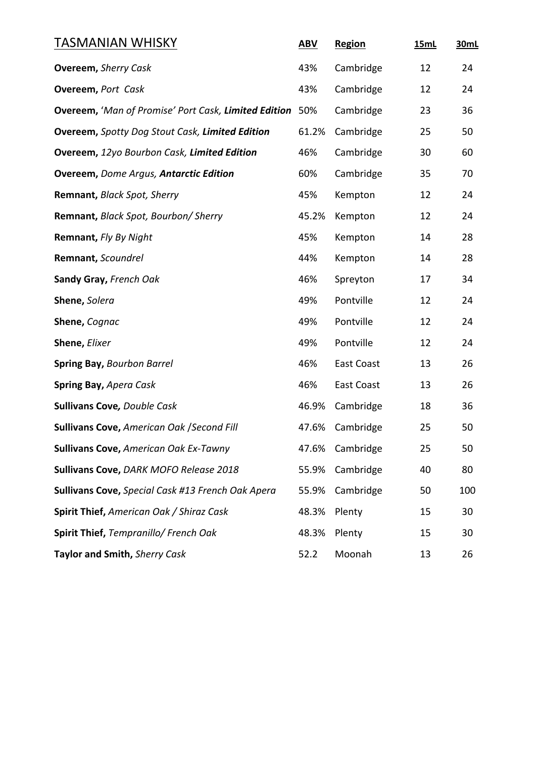| TASMANIAN WHISKY | ABV | Region | 15mL | 30mL |
| --- | --- | --- | --- | --- |
| **Overeem,** *Sherry Cask* | 43% | Cambridge | 12 | 24 |
| **Overeem,** *Port Cask* | 43% | Cambridge | 12 | 24 |
| **Overeem,** *'Man of Promise' Port Cask,* ***Limited Edition*** | 50% | Cambridge | 23 | 36 |
| **Overeem,** *Spotty Dog Stout Cask,* ***Limited Edition*** | 61.2% | Cambridge | 25 | 50 |
| **Overeem,** *12yo Bourbon Cask,* ***Limited Edition*** | 46% | Cambridge | 30 | 60 |
| **Overeem,** *Dome Argus,* ***Antarctic Edition*** | 60% | Cambridge | 35 | 70 |
| **Remnant,** *Black Spot, Sherry* | 45% | Kempton | 12 | 24 |
| **Remnant,** *Black Spot, Bourbon/ Sherry* | 45.2% | Kempton | 12 | 24 |
| **Remnant,** *Fly By Night* | 45% | Kempton | 14 | 28 |
| **Remnant,** *Scoundrel* | 44% | Kempton | 14 | 28 |
| **Sandy Gray,** *French Oak* | 46% | Spreyton | 17 | 34 |
| **Shene,** *Solera* | 49% | Pontville | 12 | 24 |
| **Shene,** *Cognac* | 49% | Pontville | 12 | 24 |
| **Shene,** *Elixer* | 49% | Pontville | 12 | 24 |
| **Spring Bay,** *Bourbon Barrel* | 46% | East Coast | 13 | 26 |
| **Spring Bay,** *Apera Cask* | 46% | East Coast | 13 | 26 |
| **Sullivans Cove***, Double Cask* | 46.9% | Cambridge | 18 | 36 |
| **Sullivans Cove,** *American Oak /Second Fill* | 47.6% | Cambridge | 25 | 50 |
| **Sullivans Cove,** *American Oak Ex-Tawny* | 47.6% | Cambridge | 25 | 50 |
| **Sullivans Cove,** *DARK MOFO Release 2018* | 55.9% | Cambridge | 40 | 80 |
| **Sullivans Cove,** *Special Cask #13 French Oak Apera* | 55.9% | Cambridge | 50 | 100 |
| **Spirit Thief,** *American Oak / Shiraz Cask* | 48.3% | Plenty | 15 | 30 |
| **Spirit Thief,** *Tempranillo/ French Oak* | 48.3% | Plenty | 15 | 30 |
| **Taylor and Smith,** *Sherry Cask* | 52.2 | Moonah | 13 | 26 |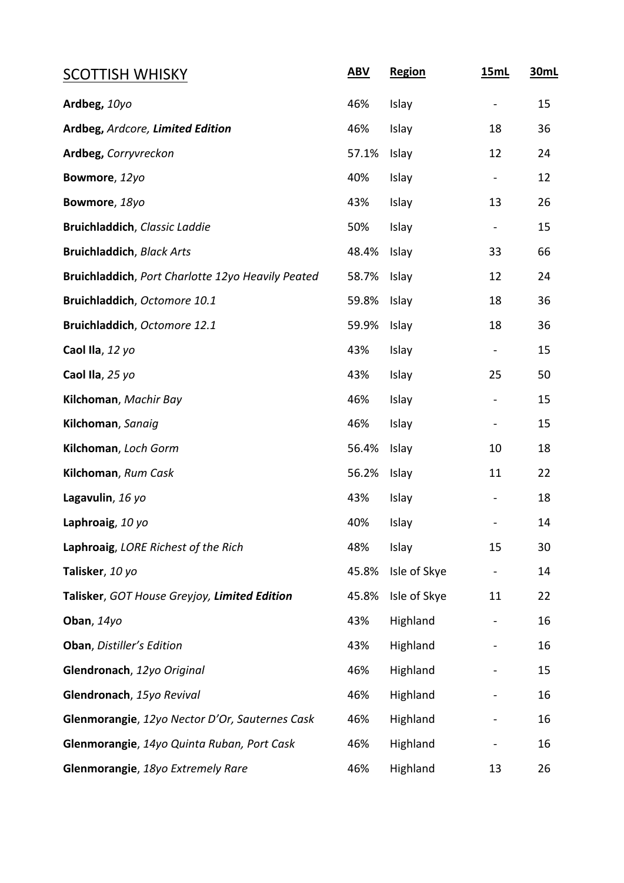| SCOTTISH WHISKY | ABV | Region | 15mL | 30mL |
|---|---|---|---|---|
| **Ardbeg,** *10yo* | 46% | Islay | - | 15 |
| **Ardbeg,** *Ardcore,* ***Limited Edition*** | 46% | Islay | 18 | 36 |
| **Ardbeg,** *Corryvreckon* | 57.1% | Islay | 12 | 24 |
| **Bowmore**, *12yo* | 40% | Islay | - | 12 |
| **Bowmore**, *18yo* | 43% | Islay | 13 | 26 |
| **Bruichladdich**, *Classic Laddie* | 50% | Islay | - | 15 |
| **Bruichladdich**, *Black Arts* | 48.4% | Islay | 33 | 66 |
| **Bruichladdich**, *Port Charlotte 12yo Heavily Peated* | 58.7% | Islay | 12 | 24 |
| **Bruichladdich**, *Octomore 10.1* | 59.8% | Islay | 18 | 36 |
| **Bruichladdich**, *Octomore 12.1* | 59.9% | Islay | 18 | 36 |
| **Caol Ila**, *12 yo* | 43% | Islay | - | 15 |
| **Caol Ila**, *25 yo* | 43% | Islay | 25 | 50 |
| **Kilchoman**, *Machir Bay* | 46% | Islay | - | 15 |
| **Kilchoman**, *Sanaig* | 46% | Islay | - | 15 |
| **Kilchoman**, *Loch Gorm* | 56.4% | Islay | 10 | 18 |
| **Kilchoman**, *Rum Cask* | 56.2% | Islay | 11 | 22 |
| **Lagavulin**, *16 yo* | 43% | Islay | - | 18 |
| **Laphroaig**, *10 yo* | 40% | Islay | - | 14 |
| **Laphroaig**, *LORE Richest of the Rich* | 48% | Islay | 15 | 30 |
| **Talisker**, *10 yo* | 45.8% | Isle of Skye | - | 14 |
| **Talisker**, *GOT House Greyjoy,* ***Limited Edition*** | 45.8% | Isle of Skye | 11 | 22 |
| **Oban**, *14yo* | 43% | Highland | - | 16 |
| **Oban**, *Distiller's Edition* | 43% | Highland | - | 16 |
| **Glendronach**, *12yo Original* | 46% | Highland | - | 15 |
| **Glendronach**, *15yo Revival* | 46% | Highland | - | 16 |
| **Glenmorangie**, *12yo Nector D'Or, Sauternes Cask* | 46% | Highland | - | 16 |
| **Glenmorangie**, *14yo Quinta Ruban, Port Cask* | 46% | Highland | - | 16 |
| **Glenmorangie**, *18yo Extremely Rare* | 46% | Highland | 13 | 26 |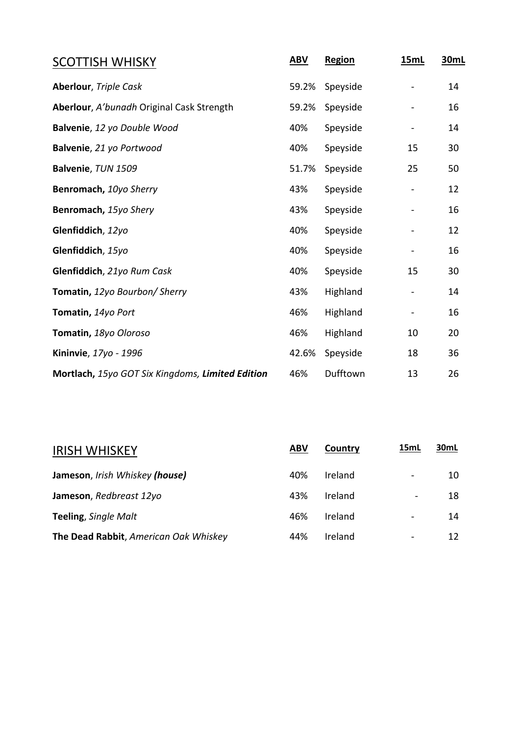| SCOTTISH WHISKY | ABV | Region | 15mL | 30mL |
|---|---|---|---|---|
| **Aberlour**, *Triple Cask* | 59.2% | Speyside | - | 14 |
| **Aberlour**, *A'bunadh* Original Cask Strength | 59.2% | Speyside | - | 16 |
| **Balvenie**, *12 yo Double Wood* | 40% | Speyside | - | 14 |
| **Balvenie**, *21 yo Portwood* | 40% | Speyside | 15 | 30 |
| **Balvenie**, *TUN 1509* | 51.7% | Speyside | 25 | 50 |
| **Benromach,** *10yo Sherry* | 43% | Speyside | - | 12 |
| **Benromach,** *15yo Shery* | 43% | Speyside | - | 16 |
| **Glenfiddich**, *12yo* | 40% | Speyside | - | 12 |
| **Glenfiddich**, *15yo* | 40% | Speyside | - | 16 |
| **Glenfiddich**, *21yo Rum Cask* | 40% | Speyside | 15 | 30 |
| **Tomatin,** *12yo Bourbon/ Sherry* | 43% | Highland | - | 14 |
| **Tomatin,** *14yo Port* | 46% | Highland | - | 16 |
| **Tomatin,** *18yo Oloroso* | 46% | Highland | 10 | 20 |
| **Kininvie**, *17yo - 1996* | 42.6% | Speyside | 18 | 36 |
| **Mortlach,** *15yo GOT Six Kingdoms,* ***Limited Edition*** | 46% | Dufftown | 13 | 26 |

| IRISH WHISKEY | ABV | Country | 15mL | 30mL |
|---|---|---|---|---|
| **Jameson**, *Irish Whiskey* ***(house)*** | 40% | Ireland | - | 10 |
| **Jameson**, *Redbreast 12yo* | 43% | Ireland | - | 18 |
| **Teeling**, *Single Malt* | 46% | Ireland | - | 14 |
| **The Dead Rabbit**, *American Oak Whiskey* | 44% | Ireland | - | 12 |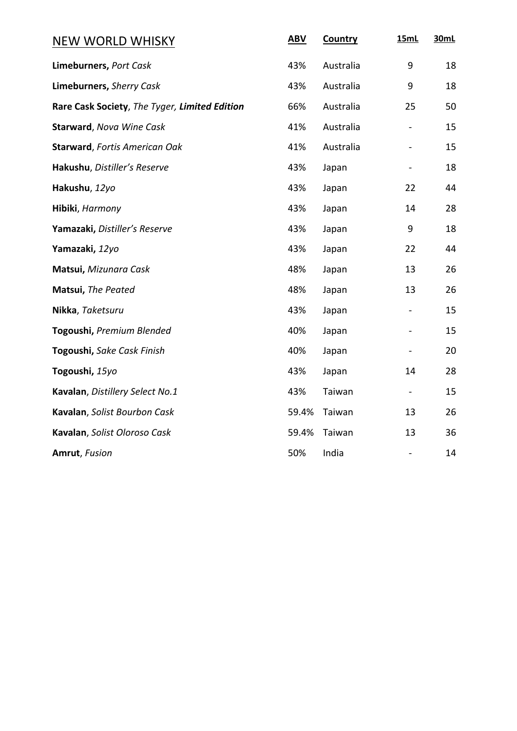| NEW WORLD WHISKY | ABV | Country | 15mL | 30mL |
|---|---|---|---|---|
| **Limeburners,** *Port Cask* | 43% | Australia | 9 | 18 |
| **Limeburners,** *Sherry Cask* | 43% | Australia | 9 | 18 |
| **Rare Cask Society**, *The Tyger,* ***Limited Edition*** | 66% | Australia | 25 | 50 |
| **Starward**, *Nova Wine Cask* | 41% | Australia | - | 15 |
| **Starward**, *Fortis American Oak* | 41% | Australia | - | 15 |
| **Hakushu**, *Distiller's Reserve* | 43% | Japan | - | 18 |
| **Hakushu**, *12yo* | 43% | Japan | 22 | 44 |
| **Hibiki**, *Harmony* | 43% | Japan | 14 | 28 |
| **Yamazaki,** *Distiller's Reserve* | 43% | Japan | 9 | 18 |
| **Yamazaki,** *12yo* | 43% | Japan | 22 | 44 |
| **Matsui,** *Mizunara Cask* | 48% | Japan | 13 | 26 |
| **Matsui,** *The Peated* | 48% | Japan | 13 | 26 |
| **Nikka**, *Taketsuru* | 43% | Japan | - | 15 |
| **Togoushi,** *Premium Blended* | 40% | Japan | - | 15 |
| **Togoushi,** *Sake Cask Finish* | 40% | Japan | - | 20 |
| **Togoushi,** *15yo* | 43% | Japan | 14 | 28 |
| **Kavalan**, *Distillery Select No.1* | 43% | Taiwan | - | 15 |
| **Kavalan**, *Solist Bourbon Cask* | 59.4% | Taiwan | 13 | 26 |
| **Kavalan**, *Solist Oloroso Cask* | 59.4% | Taiwan | 13 | 36 |
| **Amrut**, *Fusion* | 50% | India | - | 14 |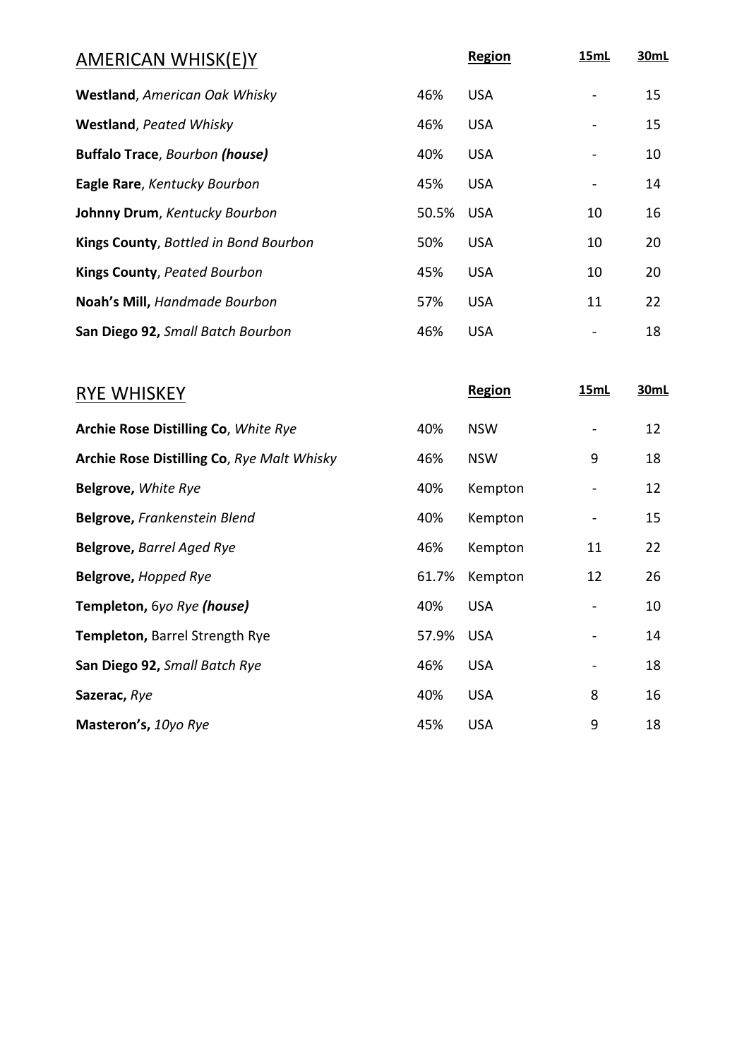## AMERICAN WHISK(E)Y

| | | **Region** | **15mL** | **30mL** |
|---|---|---|---|---|
| **Westland**, *American Oak Whisky* | 46% | USA | - | 15 |
| **Westland**, *Peated Whisky* | 46% | USA | - | 15 |
| **Buffalo Trace**, *Bourbon **(house)*** | 40% | USA | - | 10 |
| **Eagle Rare**, *Kentucky Bourbon* | 45% | USA | - | 14 |
| **Johnny Drum**, *Kentucky Bourbon* | 50.5% | USA | 10 | 16 |
| **Kings County**, *Bottled in Bond Bourbon* | 50% | USA | 10 | 20 |
| **Kings County**, *Peated Bourbon* | 45% | USA | 10 | 20 |
| **Noah's Mill,** *Handmade Bourbon* | 57% | USA | 11 | 22 |
| **San Diego 92,** *Small Batch Bourbon* | 46% | USA | - | 18 |

## RYE WHISKEY

| | | **Region** | **15mL** | **30mL** |
|---|---|---|---|---|
| **Archie Rose Distilling Co**, *White Rye* | 40% | NSW | - | 12 |
| **Archie Rose Distilling Co**, *Rye Malt Whisky* | 46% | NSW | 9 | 18 |
| **Belgrove,** *White Rye* | 40% | Kempton | - | 12 |
| **Belgrove,** *Frankenstein Blend* | 40% | Kempton | - | 15 |
| **Belgrove,** *Barrel Aged Rye* | 46% | Kempton | 11 | 22 |
| **Belgrove,** *Hopped Rye* | 61.7% | Kempton | 12 | 26 |
| **Templeton,** *6yo Rye **(house)*** | 40% | USA | - | 10 |
| **Templeton,** Barrel Strength Rye | 57.9% | USA | - | 14 |
| **San Diego 92,** *Small Batch Rye* | 46% | USA | - | 18 |
| **Sazerac,** *Rye* | 40% | USA | 8 | 16 |
| **Masteron's,** *10yo Rye* | 45% | USA | 9 | 18 |